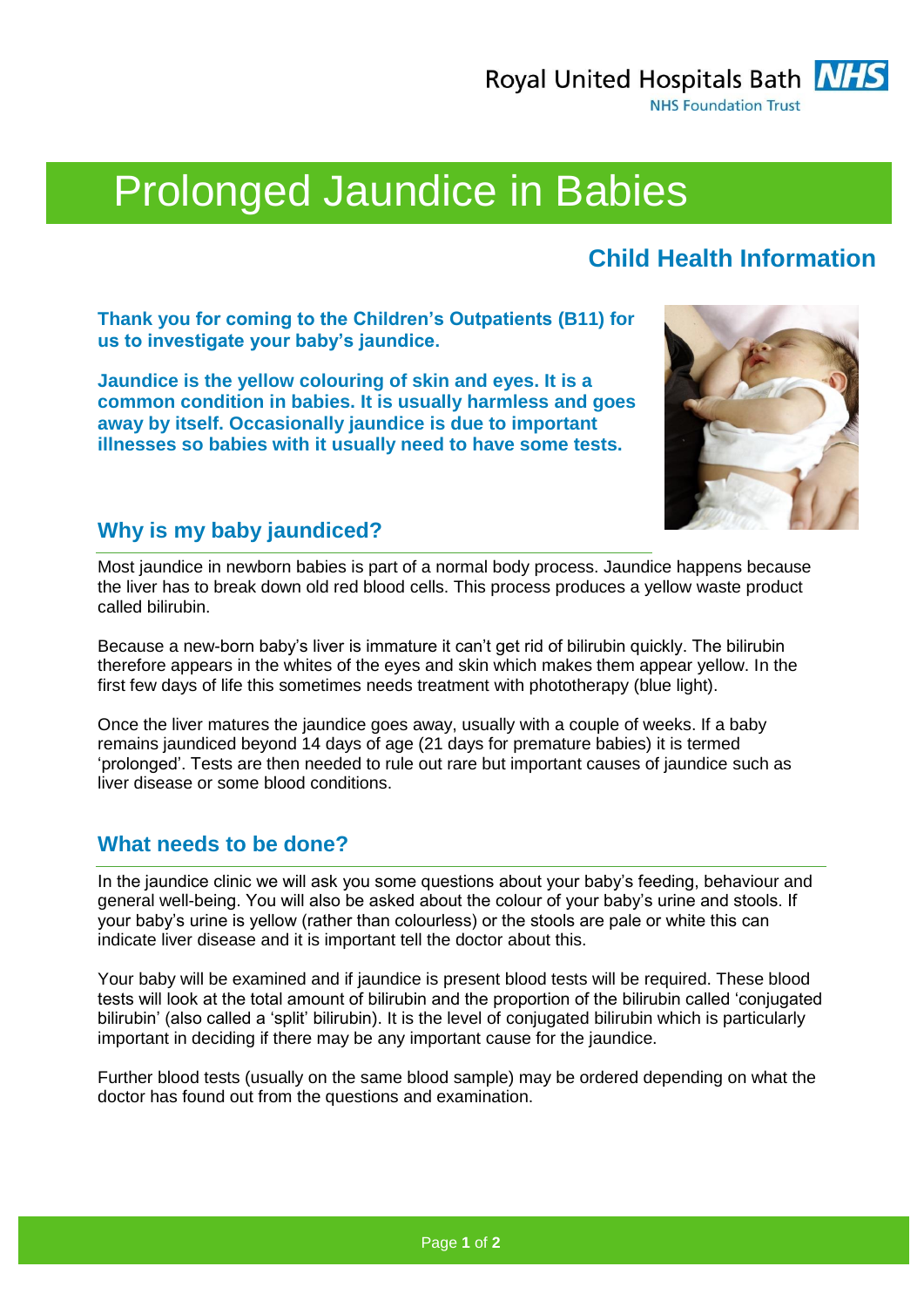Royal United Hospitals Bath
NHS Foundation Trust

# Prolonged Jaundice in Babies

## Child Health Information

**Thank you for coming to the Children's Outpatients (B11) for us to investigate your baby's jaundice.**

**Jaundice is the yellow colouring of skin and eyes. It is a common condition in babies. It is usually harmless and goes away by itself. Occasionally jaundice is due to important illnesses so babies with it usually need to have some tests.**

## Why is my baby jaundiced?

Most jaundice in newborn babies is part of a normal body process. Jaundice happens because the liver has to break down old red blood cells. This process produces a yellow waste product called bilirubin.

Because a new-born baby's liver is immature it can't get rid of bilirubin quickly. The bilirubin therefore appears in the whites of the eyes and skin which makes them appear yellow. In the first few days of life this sometimes needs treatment with phototherapy (blue light).

Once the liver matures the jaundice goes away, usually with a couple of weeks. If a baby remains jaundiced beyond 14 days of age (21 days for premature babies) it is termed 'prolonged'. Tests are then needed to rule out rare but important causes of jaundice such as liver disease or some blood conditions.

## What needs to be done?

In the jaundice clinic we will ask you some questions about your baby's feeding, behaviour and general well-being. You will also be asked about the colour of your baby's urine and stools. If your baby's urine is yellow (rather than colourless) or the stools are pale or white this can indicate liver disease and it is important tell the doctor about this.

Your baby will be examined and if jaundice is present blood tests will be required. These blood tests will look at the total amount of bilirubin and the proportion of the bilirubin called 'conjugated bilirubin' (also called a 'split' bilirubin). It is the level of conjugated bilirubin which is particularly important in deciding if there may be any important cause for the jaundice.

Further blood tests (usually on the same blood sample) may be ordered depending on what the doctor has found out from the questions and examination.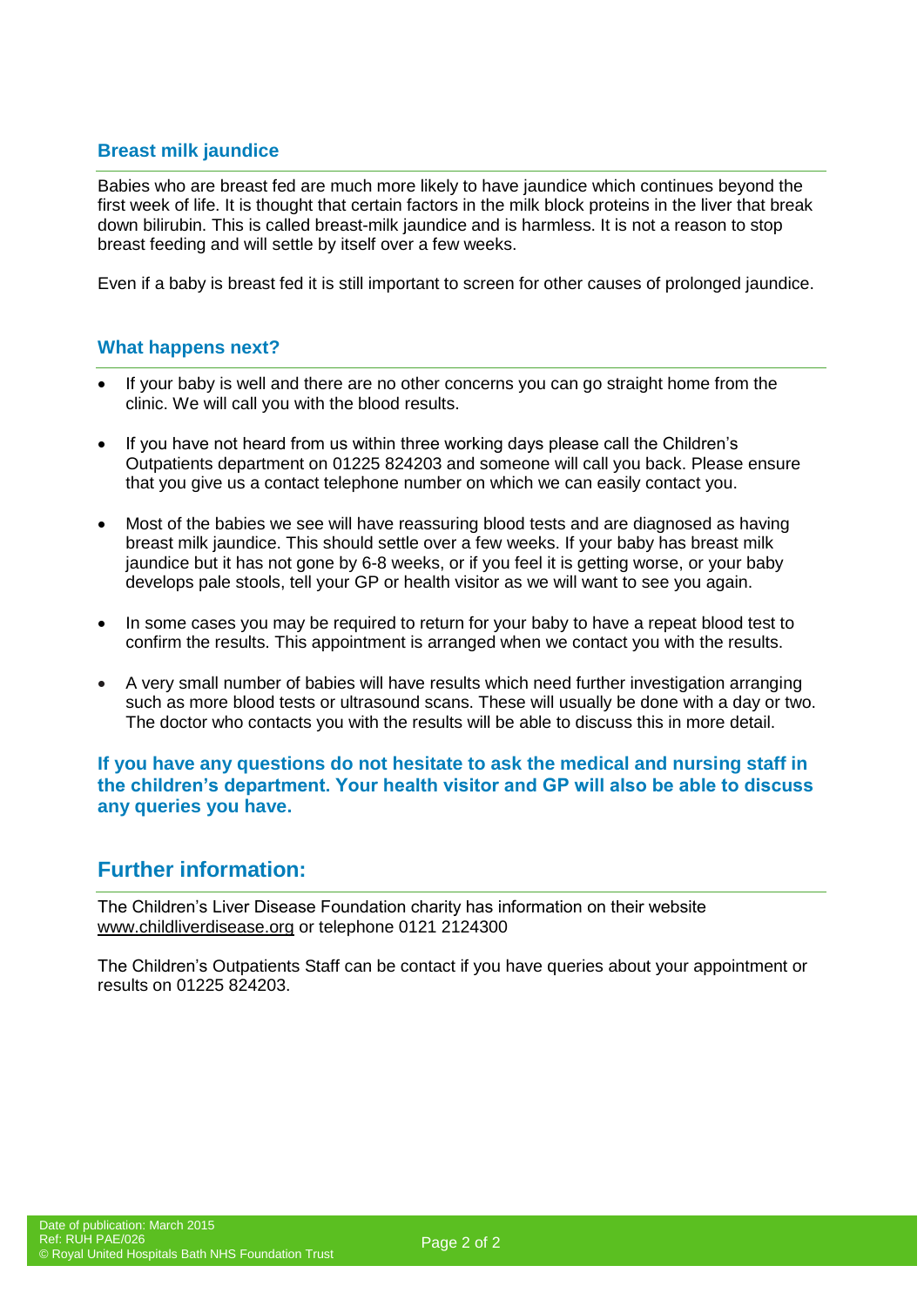## Breast milk jaundice

Babies who are breast fed are much more likely to have jaundice which continues beyond the first week of life. It is thought that certain factors in the milk block proteins in the liver that break down bilirubin. This is called breast-milk jaundice and is harmless. It is not a reason to stop breast feeding and will settle by itself over a few weeks.

Even if a baby is breast fed it is still important to screen for other causes of prolonged jaundice.

## What happens next?

- If your baby is well and there are no other concerns you can go straight home from the clinic. We will call you with the blood results.
- If you have not heard from us within three working days please call the Children's Outpatients department on 01225 824203 and someone will call you back. Please ensure that you give us a contact telephone number on which we can easily contact you.
- Most of the babies we see will have reassuring blood tests and are diagnosed as having breast milk jaundice. This should settle over a few weeks. If your baby has breast milk jaundice but it has not gone by 6-8 weeks, or if you feel it is getting worse, or your baby develops pale stools, tell your GP or health visitor as we will want to see you again.
- In some cases you may be required to return for your baby to have a repeat blood test to confirm the results. This appointment is arranged when we contact you with the results.
- A very small number of babies will have results which need further investigation arranging such as more blood tests or ultrasound scans. These will usually be done with a day or two. The doctor who contacts you with the results will be able to discuss this in more detail.

**If you have any questions do not hesitate to ask the medical and nursing staff in the children's department. Your health visitor and GP will also be able to discuss any queries you have.**

## Further information:

The Children's Liver Disease Foundation charity has information on their website www.childliverdisease.org or telephone 0121 2124300

The Children's Outpatients Staff can be contact if you have queries about your appointment or results on 01225 824203.

Date of publication: March 2015
Ref: RUH PAE/026
© Royal United Hospitals Bath NHS Foundation Trust